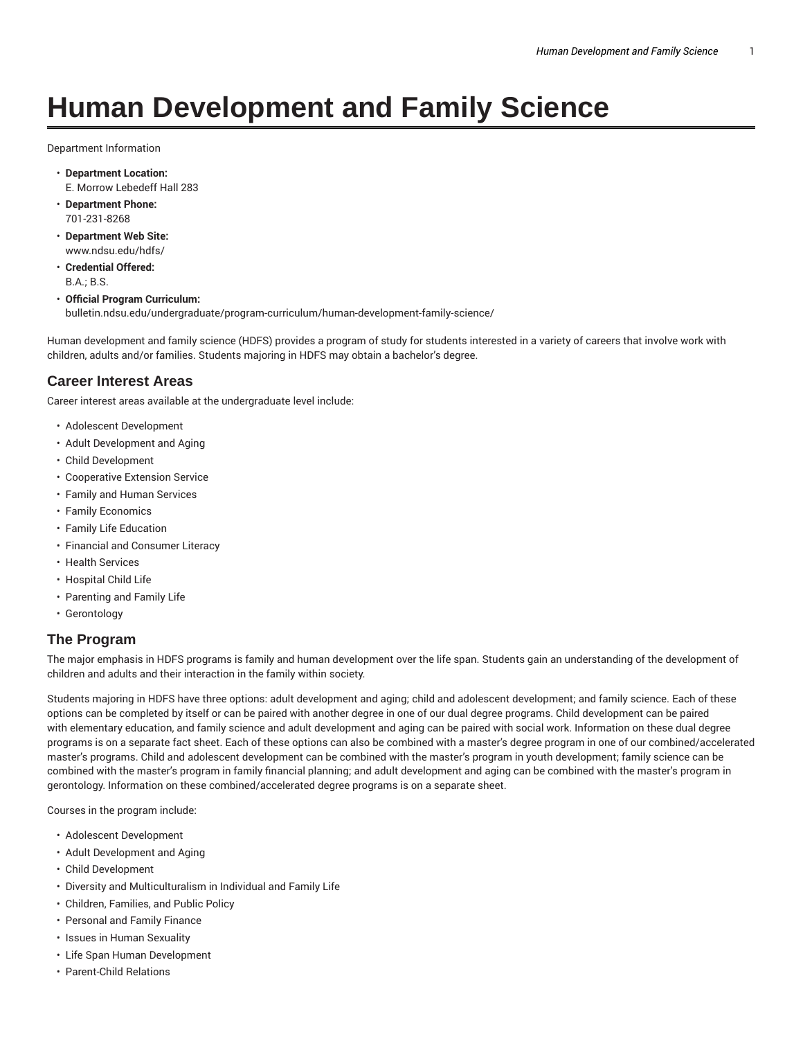# Human Development and Family Science

Department Information

- **Department Location:**
  E. Morrow Lebedeff Hall 283
- **Department Phone:**
  701-231-8268
- **Department Web Site:**
  www.ndsu.edu/hdfs/
- **Credential Offered:**
  B.A.; B.S.
- **Official Program Curriculum:**
  bulletin.ndsu.edu/undergraduate/program-curriculum/human-development-family-science/

Human development and family science (HDFS) provides a program of study for students interested in a variety of careers that involve work with children, adults and/or families. Students majoring in HDFS may obtain a bachelor's degree.

## Career Interest Areas

Career interest areas available at the undergraduate level include:

- Adolescent Development
- Adult Development and Aging
- Child Development
- Cooperative Extension Service
- Family and Human Services
- Family Economics
- Family Life Education
- Financial and Consumer Literacy
- Health Services
- Hospital Child Life
- Parenting and Family Life
- Gerontology

## The Program

The major emphasis in HDFS programs is family and human development over the life span. Students gain an understanding of the development of children and adults and their interaction in the family within society.

Students majoring in HDFS have three options: adult development and aging; child and adolescent development; and family science. Each of these options can be completed by itself or can be paired with another degree in one of our dual degree programs. Child development can be paired with elementary education, and family science and adult development and aging can be paired with social work. Information on these dual degree programs is on a separate fact sheet. Each of these options can also be combined with a master's degree program in one of our combined/accelerated master's programs. Child and adolescent development can be combined with the master's program in youth development; family science can be combined with the master's program in family financial planning; and adult development and aging can be combined with the master's program in gerontology. Information on these combined/accelerated degree programs is on a separate sheet.

Courses in the program include:

- Adolescent Development
- Adult Development and Aging
- Child Development
- Diversity and Multiculturalism in Individual and Family Life
- Children, Families, and Public Policy
- Personal and Family Finance
- Issues in Human Sexuality
- Life Span Human Development
- Parent-Child Relations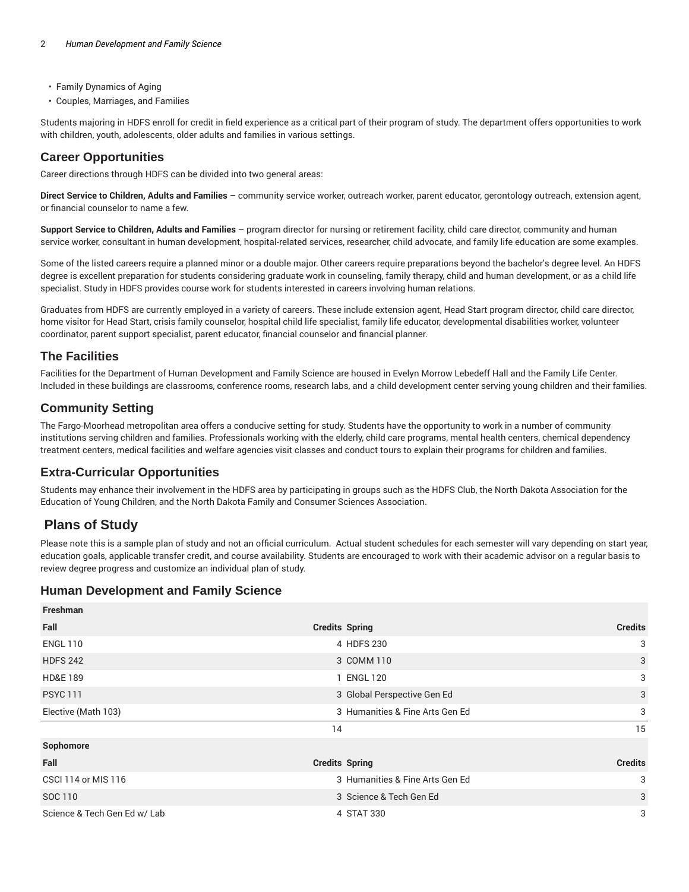- Family Dynamics of Aging
- Couples, Marriages, and Families

Students majoring in HDFS enroll for credit in field experience as a critical part of their program of study. The department offers opportunities to work with children, youth, adolescents, older adults and families in various settings.

## Career Opportunities

Career directions through HDFS can be divided into two general areas:

**Direct Service to Children, Adults and Families** – community service worker, outreach worker, parent educator, gerontology outreach, extension agent, or financial counselor to name a few.

**Support Service to Children, Adults and Families** – program director for nursing or retirement facility, child care director, community and human service worker, consultant in human development, hospital-related services, researcher, child advocate, and family life education are some examples.

Some of the listed careers require a planned minor or a double major. Other careers require preparations beyond the bachelor's degree level. An HDFS degree is excellent preparation for students considering graduate work in counseling, family therapy, child and human development, or as a child life specialist. Study in HDFS provides course work for students interested in careers involving human relations.

Graduates from HDFS are currently employed in a variety of careers. These include extension agent, Head Start program director, child care director, home visitor for Head Start, crisis family counselor, hospital child life specialist, family life educator, developmental disabilities worker, volunteer coordinator, parent support specialist, parent educator, financial counselor and financial planner.

## The Facilities

Facilities for the Department of Human Development and Family Science are housed in Evelyn Morrow Lebedeff Hall and the Family Life Center. Included in these buildings are classrooms, conference rooms, research labs, and a child development center serving young children and their families.

## Community Setting

The Fargo-Moorhead metropolitan area offers a conducive setting for study. Students have the opportunity to work in a number of community institutions serving children and families. Professionals working with the elderly, child care programs, mental health centers, chemical dependency treatment centers, medical facilities and welfare agencies visit classes and conduct tours to explain their programs for children and families.

## Extra-Curricular Opportunities

Students may enhance their involvement in the HDFS area by participating in groups such as the HDFS Club, the North Dakota Association for the Education of Young Children, and the North Dakota Family and Consumer Sciences Association.

# Plans of Study

Please note this is a sample plan of study and not an official curriculum. Actual student schedules for each semester will vary depending on start year, education goals, applicable transfer credit, and course availability. Students are encouraged to work with their academic advisor on a regular basis to review degree progress and customize an individual plan of study.

## Human Development and Family Science

| Freshman | | | |
|---|---|---|---|
| Fall | Credits | Spring | Credits |
| ENGL 110 | 4 | HDFS 230 | 3 |
| HDFS 242 | 3 | COMM 110 | 3 |
| HD&E 189 | 1 | ENGL 120 | 3 |
| PSYC 111 | 3 | Global Perspective Gen Ed | 3 |
| Elective (Math 103) | 3 | Humanities & Fine Arts Gen Ed | 3 |
| | 14 | | 15 |
| Sophomore | | | |
| Fall | Credits | Spring | Credits |
| CSCI 114 or MIS 116 | 3 | Humanities & Fine Arts Gen Ed | 3 |
| SOC 110 | 3 | Science & Tech Gen Ed | 3 |
| Science & Tech Gen Ed w/ Lab | 4 | STAT 330 | 3 |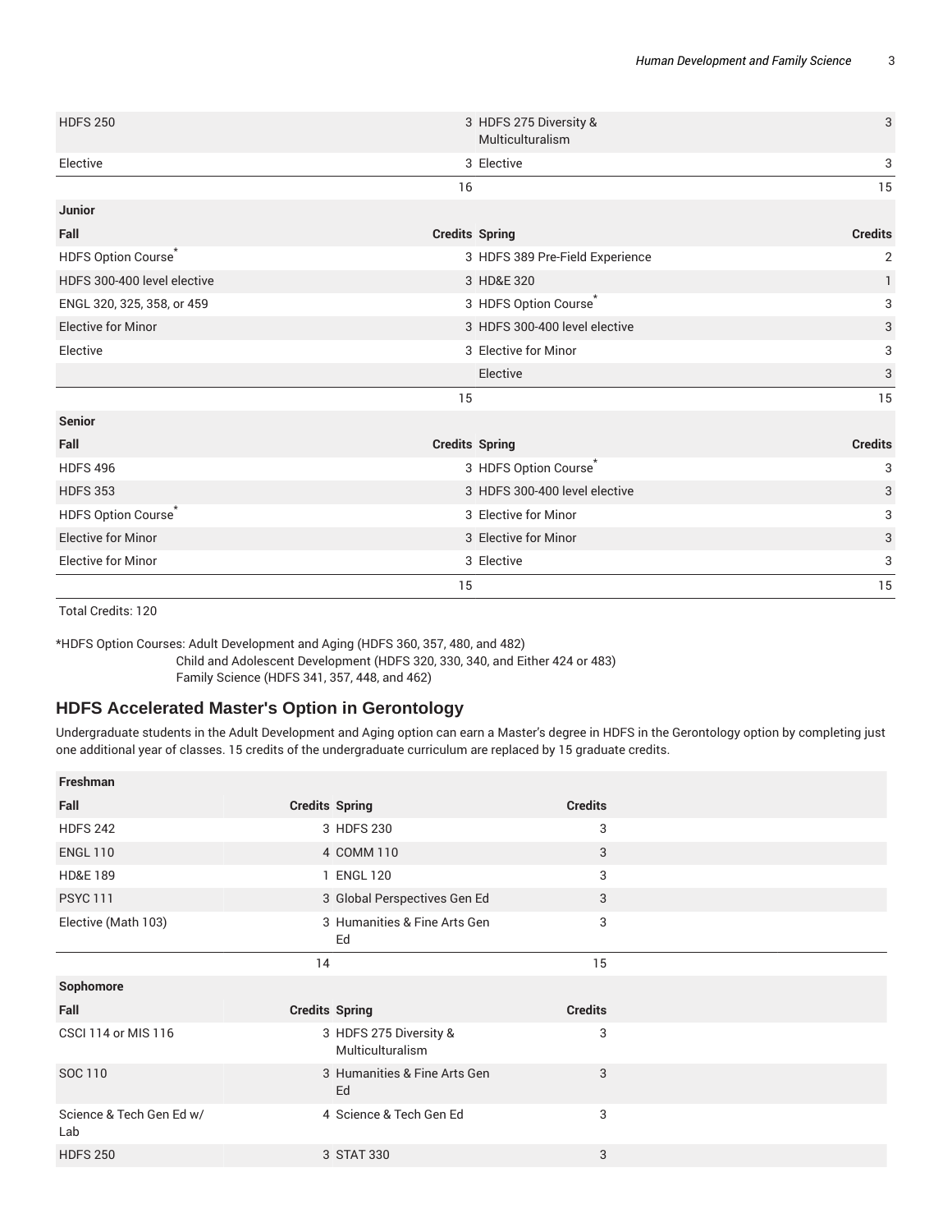| | | | |
|---|---|---|---|
| HDFS 250 | 3 | HDFS 275 Diversity & Multiculturalism | 3 |
| Elective | 3 | Elective | 3 |
| | 16 | | 15 |
| **Junior** | | | |
| **Fall** | **Credits** | **Spring** | **Credits** |
| HDFS Option Course* | 3 | HDFS 389 Pre-Field Experience | 2 |
| HDFS 300-400 level elective | 3 | HD&E 320 | 1 |
| ENGL 320, 325, 358, or 459 | 3 | HDFS Option Course* | 3 |
| Elective for Minor | 3 | HDFS 300-400 level elective | 3 |
| Elective | 3 | Elective for Minor | 3 |
| | | Elective | 3 |
| | 15 | | 15 |
| **Senior** | | | |
| **Fall** | **Credits** | **Spring** | **Credits** |
| HDFS 496 | 3 | HDFS Option Course* | 3 |
| HDFS 353 | 3 | HDFS 300-400 level elective | 3 |
| HDFS Option Course* | 3 | Elective for Minor | 3 |
| Elective for Minor | 3 | Elective for Minor | 3 |
| Elective for Minor | 3 | Elective | 3 |
| | 15 | | 15 |

Total Credits: 120

*HDFS Option Courses: Adult Development and Aging (HDFS 360, 357, 480, and 482)
Child and Adolescent Development (HDFS 320, 330, 340, and Either 424 or 483)
Family Science (HDFS 341, 357, 448, and 462)

## HDFS Accelerated Master's Option in Gerontology

Undergraduate students in the Adult Development and Aging option can earn a Master's degree in HDFS in the Gerontology option by completing just one additional year of classes. 15 credits of the undergraduate curriculum are replaced by 15 graduate credits.

| **Freshman** | | | |
|---|---|---|---|
| **Fall** | **Credits** | **Spring** | **Credits** |
| HDFS 242 | 3 | HDFS 230 | 3 |
| ENGL 110 | 4 | COMM 110 | 3 |
| HD&E 189 | 1 | ENGL 120 | 3 |
| PSYC 111 | 3 | Global Perspectives Gen Ed | 3 |
| Elective (Math 103) | 3 | Humanities & Fine Arts Gen Ed | 3 |
| | 14 | | 15 |
| **Sophomore** | | | |
| **Fall** | **Credits** | **Spring** | **Credits** |
| CSCI 114 or MIS 116 | 3 | HDFS 275 Diversity & Multiculturalism | 3 |
| SOC 110 | 3 | Humanities & Fine Arts Gen Ed | 3 |
| Science & Tech Gen Ed w/ Lab | 4 | Science & Tech Gen Ed | 3 |
| HDFS 250 | 3 | STAT 330 | 3 |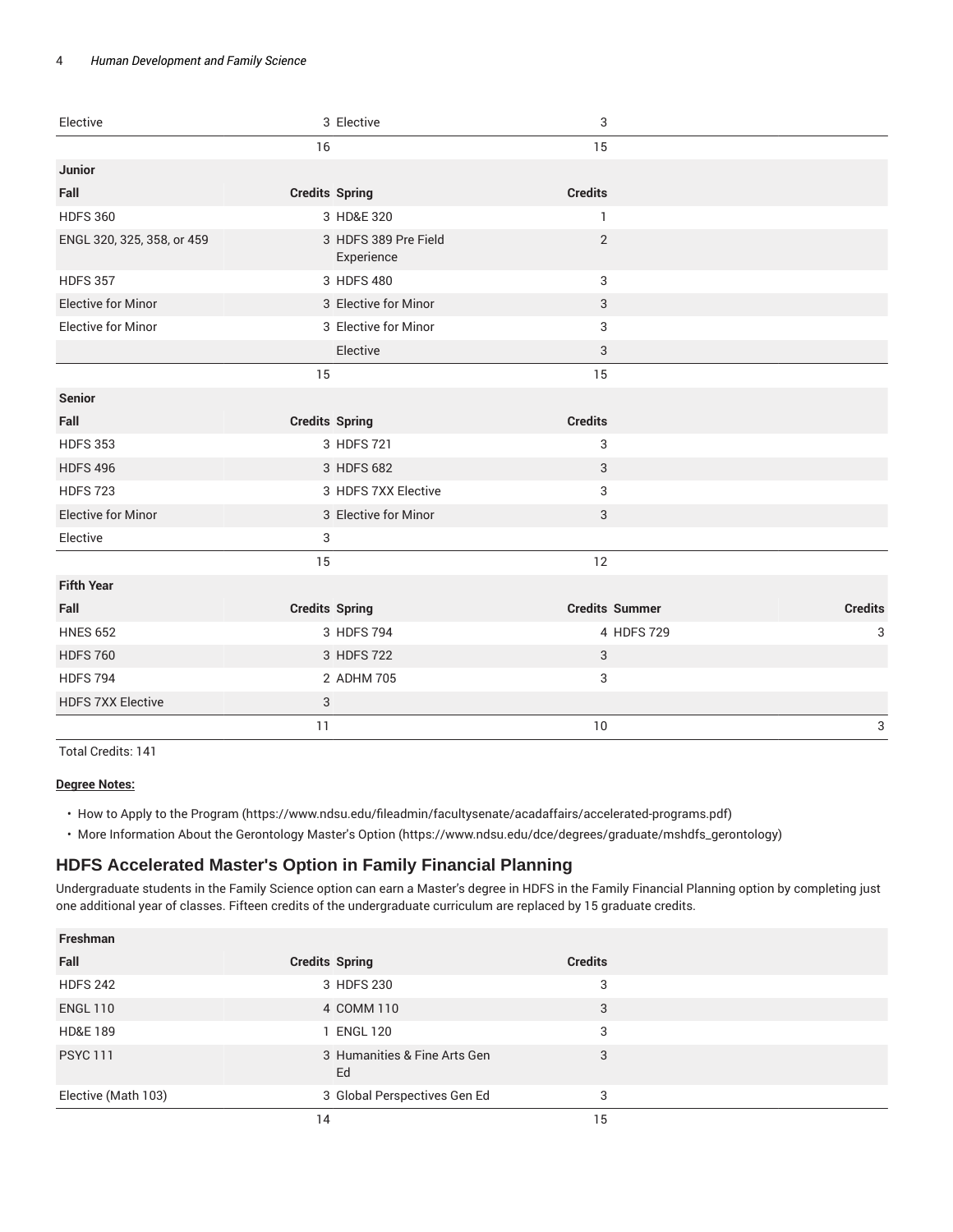| Elective | 3 | Elective | 3 | | |
|---|---|---|---|---|---|
| | 16 | | 15 | | |
| **Junior** | | | | | |
| **Fall** | **Credits** | **Spring** | **Credits** | | |
| HDFS 360 | 3 | HD&E 320 | 1 | | |
| ENGL 320, 325, 358, or 459 | 3 | HDFS 389 Pre Field Experience | 2 | | |
| HDFS 357 | 3 | HDFS 480 | 3 | | |
| Elective for Minor | 3 | Elective for Minor | 3 | | |
| Elective for Minor | 3 | Elective for Minor | 3 | | |
| | | Elective | 3 | | |
| | 15 | | 15 | | |
| **Senior** | | | | | |
| **Fall** | **Credits** | **Spring** | **Credits** | | |
| HDFS 353 | 3 | HDFS 721 | 3 | | |
| HDFS 496 | 3 | HDFS 682 | 3 | | |
| HDFS 723 | 3 | HDFS 7XX Elective | 3 | | |
| Elective for Minor | 3 | Elective for Minor | 3 | | |
| Elective | 3 | | | | |
| | 15 | | 12 | | |
| **Fifth Year** | | | | | |
| **Fall** | **Credits** | **Spring** | **Credits** | **Summer** | **Credits** |
| HNES 652 | 3 | HDFS 794 | 4 | HDFS 729 | 3 |
| HDFS 760 | 3 | HDFS 722 | 3 | | |
| HDFS 794 | 2 | ADHM 705 | 3 | | |
| HDFS 7XX Elective | 3 | | | | |
| | 11 | | 10 | | 3 |

Total Credits: 141

**Degree Notes:**

- How to Apply to the Program (https://www.ndsu.edu/fileadmin/facultysenate/acadaffairs/accelerated-programs.pdf)
- More Information About the Gerontology Master's Option (https://www.ndsu.edu/dce/degrees/graduate/mshdfs_gerontology)

## HDFS Accelerated Master's Option in Family Financial Planning

Undergraduate students in the Family Science option can earn a Master's degree in HDFS in the Family Financial Planning option by completing just one additional year of classes. Fifteen credits of the undergraduate curriculum are replaced by 15 graduate credits.

| **Freshman** | | | |
|---|---|---|---|
| **Fall** | **Credits** | **Spring** | **Credits** |
| HDFS 242 | 3 | HDFS 230 | 3 |
| ENGL 110 | 4 | COMM 110 | 3 |
| HD&E 189 | 1 | ENGL 120 | 3 |
| PSYC 111 | 3 | Humanities & Fine Arts Gen Ed | 3 |
| Elective (Math 103) | 3 | Global Perspectives Gen Ed | 3 |
| | 14 | | 15 |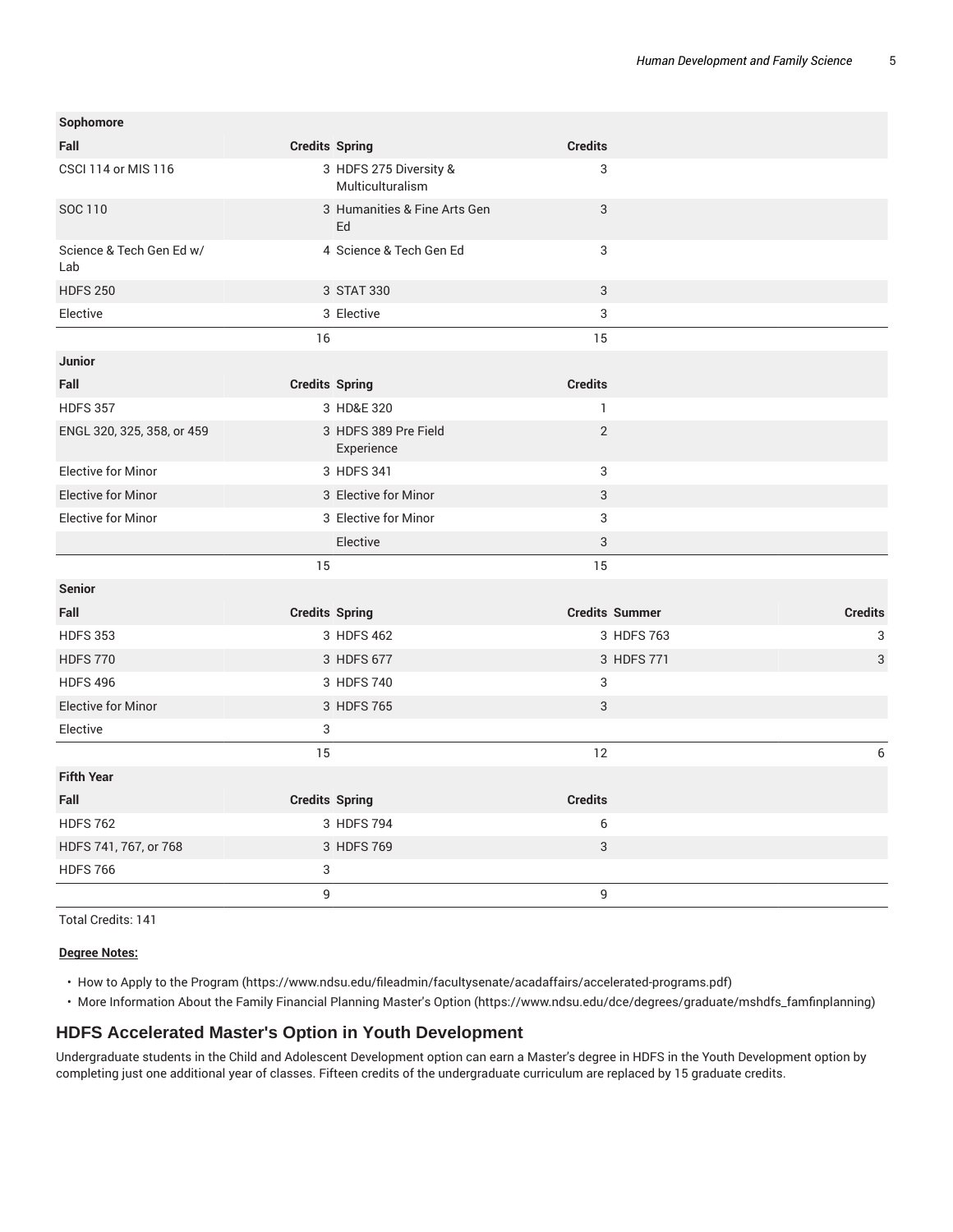| Sophomore | | | | | |
|---|---|---|---|---|---|
| Fall | Credits | Spring | Credits | | |
| CSCI 114 or MIS 116 | 3 | HDFS 275 Diversity & Multiculturalism | 3 | | |
| SOC 110 | 3 | Humanities & Fine Arts Gen Ed | 3 | | |
| Science & Tech Gen Ed w/ Lab | 4 | Science & Tech Gen Ed | 3 | | |
| HDFS 250 | 3 | STAT 330 | 3 | | |
| Elective | 3 | Elective | 3 | | |
| | 16 | | 15 | | |
| **Junior** | | | | | |
| Fall | Credits | Spring | Credits | | |
| HDFS 357 | 3 | HD&E 320 | 1 | | |
| ENGL 320, 325, 358, or 459 | 3 | HDFS 389 Pre Field Experience | 2 | | |
| Elective for Minor | 3 | HDFS 341 | 3 | | |
| Elective for Minor | 3 | Elective for Minor | 3 | | |
| Elective for Minor | 3 | Elective for Minor | 3 | | |
| | | Elective | 3 | | |
| | 15 | | 15 | | |
| **Senior** | | | | | |
| Fall | Credits | Spring | Credits | Summer | Credits |
| HDFS 353 | 3 | HDFS 462 | 3 | HDFS 763 | 3 |
| HDFS 770 | 3 | HDFS 677 | 3 | HDFS 771 | 3 |
| HDFS 496 | 3 | HDFS 740 | 3 | | |
| Elective for Minor | 3 | HDFS 765 | 3 | | |
| Elective | 3 | | | | |
| | 15 | | 12 | | 6 |
| **Fifth Year** | | | | | |
| Fall | Credits | Spring | Credits | | |
| HDFS 762 | 3 | HDFS 794 | 6 | | |
| HDFS 741, 767, or 768 | 3 | HDFS 769 | 3 | | |
| HDFS 766 | 3 | | | | |
| | 9 | | 9 | | |

Total Credits: 141

**Degree Notes:**

- How to Apply to the Program (https://www.ndsu.edu/fileadmin/facultysenate/acadaffairs/accelerated-programs.pdf)
- More Information About the Family Financial Planning Master's Option (https://www.ndsu.edu/dce/degrees/graduate/mshdfs_famfinplanning)

## HDFS Accelerated Master's Option in Youth Development

Undergraduate students in the Child and Adolescent Development option can earn a Master's degree in HDFS in the Youth Development option by completing just one additional year of classes. Fifteen credits of the undergraduate curriculum are replaced by 15 graduate credits.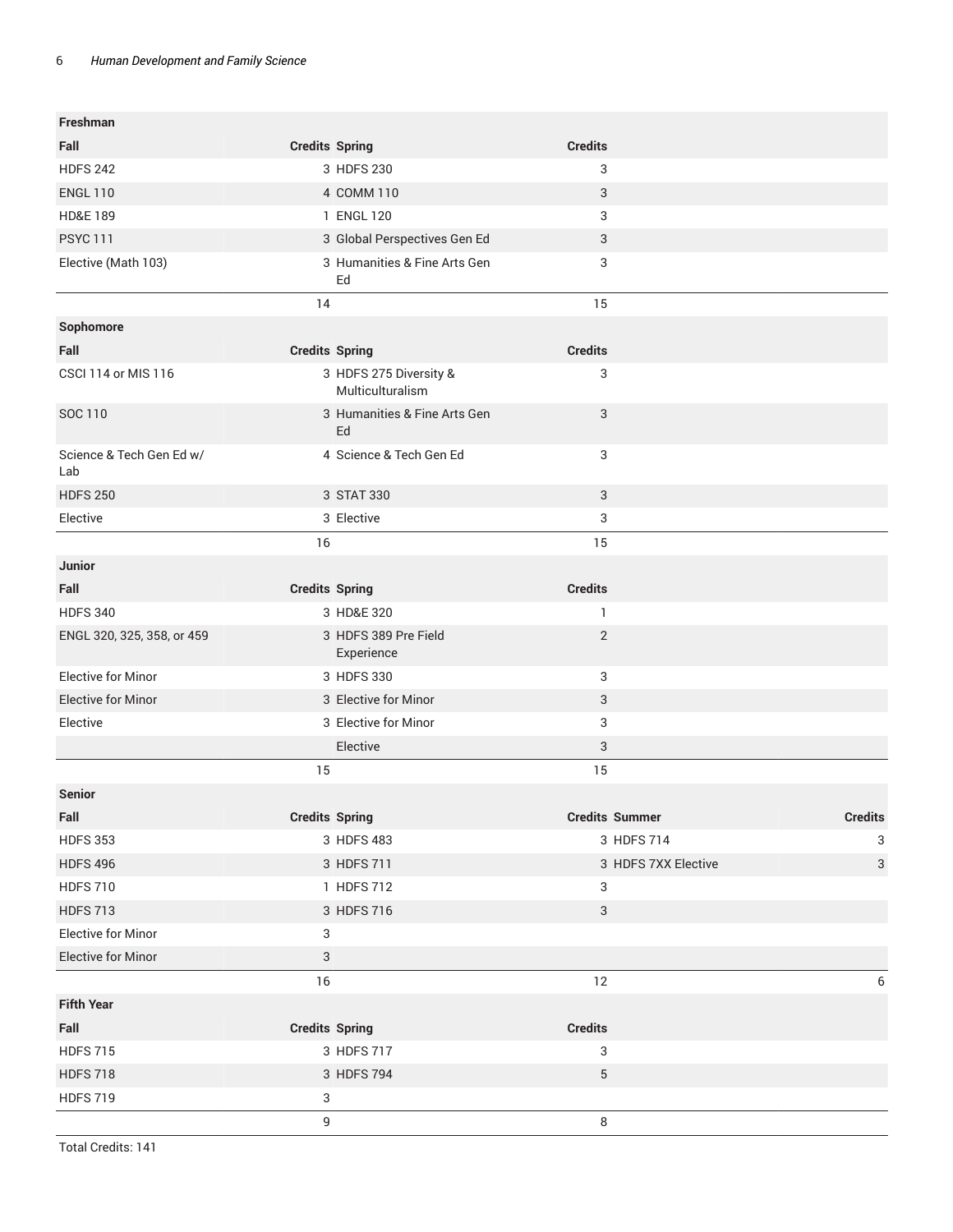| Freshman | | | | | |
|---|---|---|---|---|---|
| Fall | Credits | Spring | Credits | | |
| HDFS 242 | 3 | HDFS 230 | 3 | | |
| ENGL 110 | 4 | COMM 110 | 3 | | |
| HD&E 189 | 1 | ENGL 120 | 3 | | |
| PSYC 111 | 3 | Global Perspectives Gen Ed | 3 | | |
| Elective (Math 103) | 3 | Humanities & Fine Arts Gen Ed | 3 | | |
| | 14 | | 15 | | |
| **Sophomore** | | | | | |
| Fall | Credits | Spring | Credits | | |
| CSCI 114 or MIS 116 | 3 | HDFS 275 Diversity & Multiculturalism | 3 | | |
| SOC 110 | 3 | Humanities & Fine Arts Gen Ed | 3 | | |
| Science & Tech Gen Ed w/ Lab | 4 | Science & Tech Gen Ed | 3 | | |
| HDFS 250 | 3 | STAT 330 | 3 | | |
| Elective | 3 | Elective | 3 | | |
| | 16 | | 15 | | |
| **Junior** | | | | | |
| Fall | Credits | Spring | Credits | | |
| HDFS 340 | 3 | HD&E 320 | 1 | | |
| ENGL 320, 325, 358, or 459 | 3 | HDFS 389 Pre Field Experience | 2 | | |
| Elective for Minor | 3 | HDFS 330 | 3 | | |
| Elective for Minor | 3 | Elective for Minor | 3 | | |
| Elective | 3 | Elective for Minor | 3 | | |
| | | Elective | 3 | | |
| | 15 | | 15 | | |
| **Senior** | | | | | |
| Fall | Credits | Spring | Credits | Summer | Credits |
| HDFS 353 | 3 | HDFS 483 | 3 | HDFS 714 | 3 |
| HDFS 496 | 3 | HDFS 711 | 3 | HDFS 7XX Elective | 3 |
| HDFS 710 | 1 | HDFS 712 | 3 | | |
| HDFS 713 | 3 | HDFS 716 | 3 | | |
| Elective for Minor | 3 | | | | |
| Elective for Minor | 3 | | | | |
| | 16 | | 12 | | 6 |
| **Fifth Year** | | | | | |
| Fall | Credits | Spring | Credits | | |
| HDFS 715 | 3 | HDFS 717 | 3 | | |
| HDFS 718 | 3 | HDFS 794 | 5 | | |
| HDFS 719 | 3 | | | | |
| | 9 | | 8 | | |

Total Credits: 141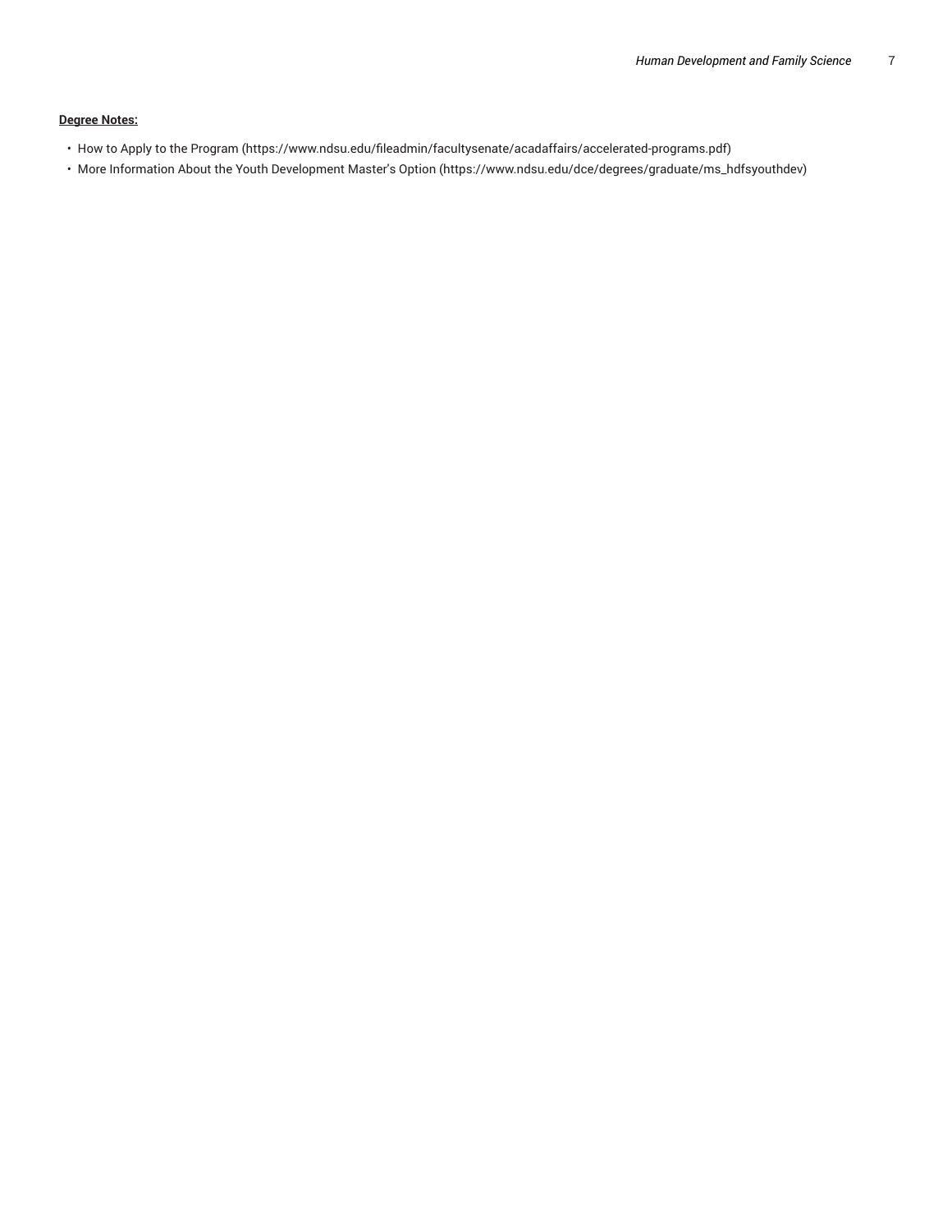**Degree Notes:**

- How to Apply to the Program (https://www.ndsu.edu/fileadmin/facultysenate/acadaffairs/accelerated-programs.pdf)
- More Information About the Youth Development Master's Option (https://www.ndsu.edu/dce/degrees/graduate/ms_hdfsyouthdev)